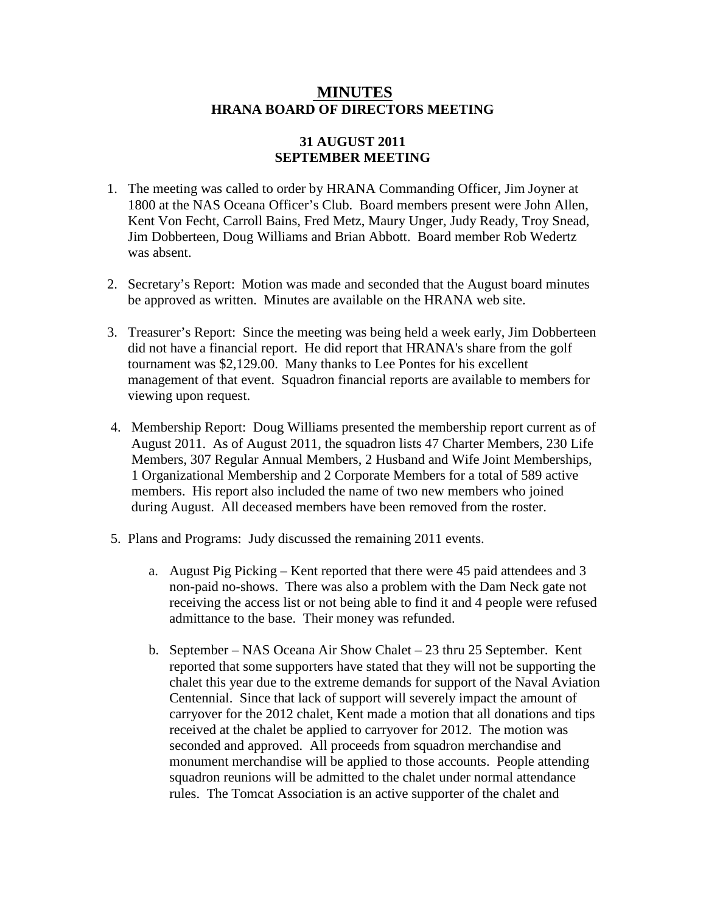# MINUTES

## HRANA BOARD OF DIRECTORS MEETING

### 31 AUGUST 2011
### SEPTEMBER MEETING

1. The meeting was called to order by HRANA Commanding Officer, Jim Joyner at 1800 at the NAS Oceana Officer's Club. Board members present were John Allen, Kent Von Fecht, Carroll Bains, Fred Metz, Maury Unger, Judy Ready, Troy Snead, Jim Dobberteen, Doug Williams and Brian Abbott. Board member Rob Wedertz was absent.

2. Secretary's Report: Motion was made and seconded that the August board minutes be approved as written. Minutes are available on the HRANA web site.

3. Treasurer's Report: Since the meeting was being held a week early, Jim Dobberteen did not have a financial report. He did report that HRANA's share from the golf tournament was $2,129.00. Many thanks to Lee Pontes for his excellent management of that event. Squadron financial reports are available to members for viewing upon request.

4. Membership Report: Doug Williams presented the membership report current as of August 2011. As of August 2011, the squadron lists 47 Charter Members, 230 Life Members, 307 Regular Annual Members, 2 Husband and Wife Joint Memberships, 1 Organizational Membership and 2 Corporate Members for a total of 589 active members. His report also included the name of two new members who joined during August. All deceased members have been removed from the roster.

5. Plans and Programs: Judy discussed the remaining 2011 events.

   a. August Pig Picking – Kent reported that there were 45 paid attendees and 3 non-paid no-shows. There was also a problem with the Dam Neck gate not receiving the access list or not being able to find it and 4 people were refused admittance to the base. Their money was refunded.

   b. September – NAS Oceana Air Show Chalet – 23 thru 25 September. Kent reported that some supporters have stated that they will not be supporting the chalet this year due to the extreme demands for support of the Naval Aviation Centennial. Since that lack of support will severely impact the amount of carryover for the 2012 chalet, Kent made a motion that all donations and tips received at the chalet be applied to carryover for 2012. The motion was seconded and approved. All proceeds from squadron merchandise and monument merchandise will be applied to those accounts. People attending squadron reunions will be admitted to the chalet under normal attendance rules. The Tomcat Association is an active supporter of the chalet and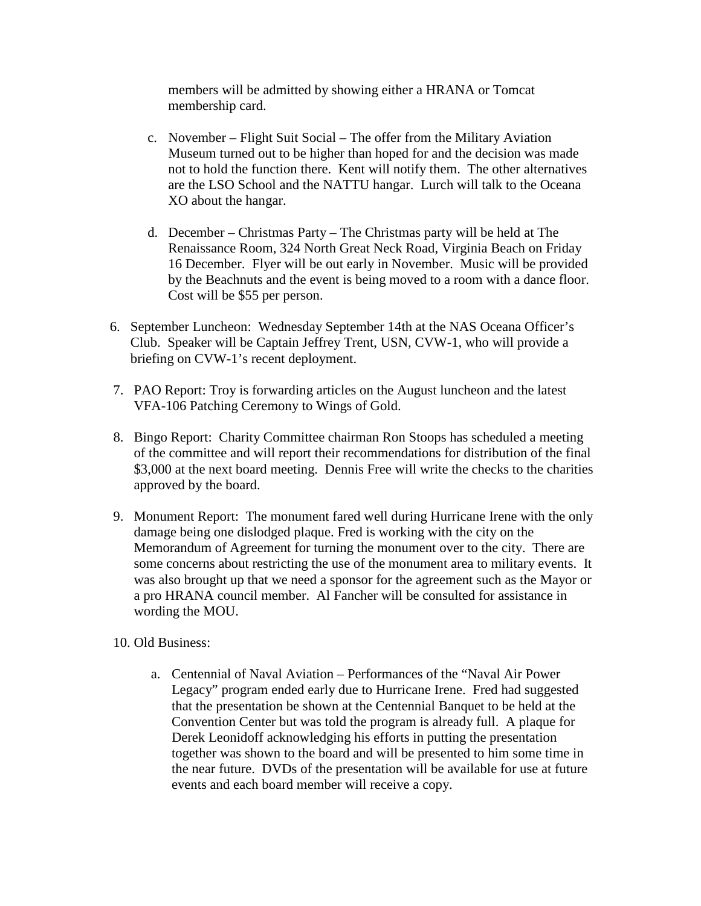members will be admitted by showing either a HRANA or Tomcat membership card.

c. November – Flight Suit Social – The offer from the Military Aviation Museum turned out to be higher than hoped for and the decision was made not to hold the function there. Kent will notify them. The other alternatives are the LSO School and the NATTU hangar. Lurch will talk to the Oceana XO about the hangar.

d. December – Christmas Party – The Christmas party will be held at The Renaissance Room, 324 North Great Neck Road, Virginia Beach on Friday 16 December. Flyer will be out early in November. Music will be provided by the Beachnuts and the event is being moved to a room with a dance floor. Cost will be $55 per person.

6. September Luncheon: Wednesday September 14th at the NAS Oceana Officer's Club. Speaker will be Captain Jeffrey Trent, USN, CVW-1, who will provide a briefing on CVW-1's recent deployment.

7. PAO Report: Troy is forwarding articles on the August luncheon and the latest VFA-106 Patching Ceremony to Wings of Gold.

8. Bingo Report: Charity Committee chairman Ron Stoops has scheduled a meeting of the committee and will report their recommendations for distribution of the final $3,000 at the next board meeting. Dennis Free will write the checks to the charities approved by the board.

9. Monument Report: The monument fared well during Hurricane Irene with the only damage being one dislodged plaque. Fred is working with the city on the Memorandum of Agreement for turning the monument over to the city. There are some concerns about restricting the use of the monument area to military events. It was also brought up that we need a sponsor for the agreement such as the Mayor or a pro HRANA council member. Al Fancher will be consulted for assistance in wording the MOU.

10. Old Business:

a. Centennial of Naval Aviation – Performances of the "Naval Air Power Legacy" program ended early due to Hurricane Irene. Fred had suggested that the presentation be shown at the Centennial Banquet to be held at the Convention Center but was told the program is already full. A plaque for Derek Leonidoff acknowledging his efforts in putting the presentation together was shown to the board and will be presented to him some time in the near future. DVDs of the presentation will be available for use at future events and each board member will receive a copy.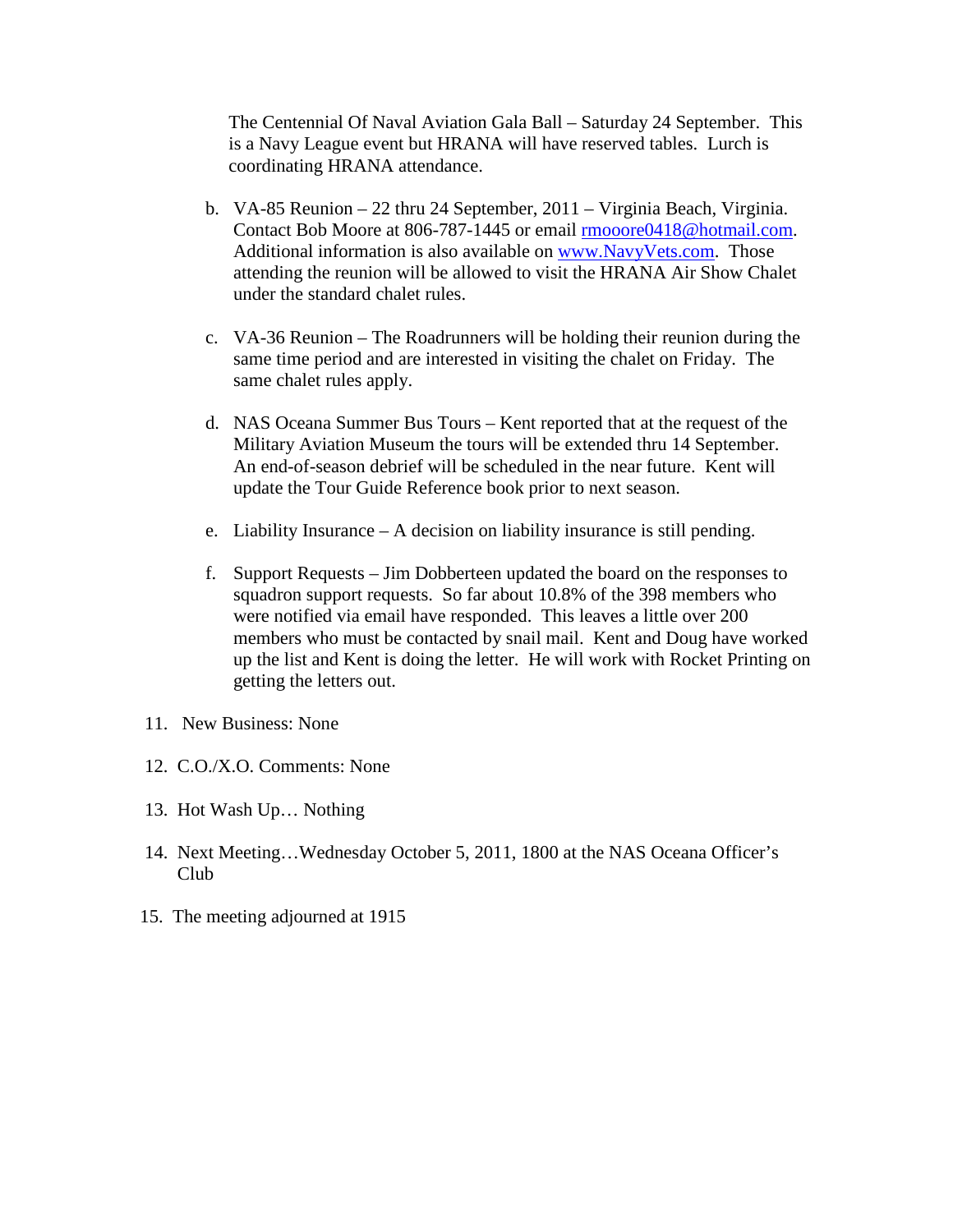The Centennial Of Naval Aviation Gala Ball – Saturday 24 September. This is a Navy League event but HRANA will have reserved tables. Lurch is coordinating HRANA attendance.

b. VA-85 Reunion – 22 thru 24 September, 2011 – Virginia Beach, Virginia. Contact Bob Moore at 806-787-1445 or email rmooore0418@hotmail.com. Additional information is also available on www.NavyVets.com. Those attending the reunion will be allowed to visit the HRANA Air Show Chalet under the standard chalet rules.

c. VA-36 Reunion – The Roadrunners will be holding their reunion during the same time period and are interested in visiting the chalet on Friday. The same chalet rules apply.

d. NAS Oceana Summer Bus Tours – Kent reported that at the request of the Military Aviation Museum the tours will be extended thru 14 September. An end-of-season debrief will be scheduled in the near future. Kent will update the Tour Guide Reference book prior to next season.

e. Liability Insurance – A decision on liability insurance is still pending.

f. Support Requests – Jim Dobberteen updated the board on the responses to squadron support requests. So far about 10.8% of the 398 members who were notified via email have responded. This leaves a little over 200 members who must be contacted by snail mail. Kent and Doug have worked up the list and Kent is doing the letter. He will work with Rocket Printing on getting the letters out.

11. New Business: None

12. C.O./X.O. Comments: None

13. Hot Wash Up… Nothing

14. Next Meeting…Wednesday October 5, 2011, 1800 at the NAS Oceana Officer's Club

15. The meeting adjourned at 1915